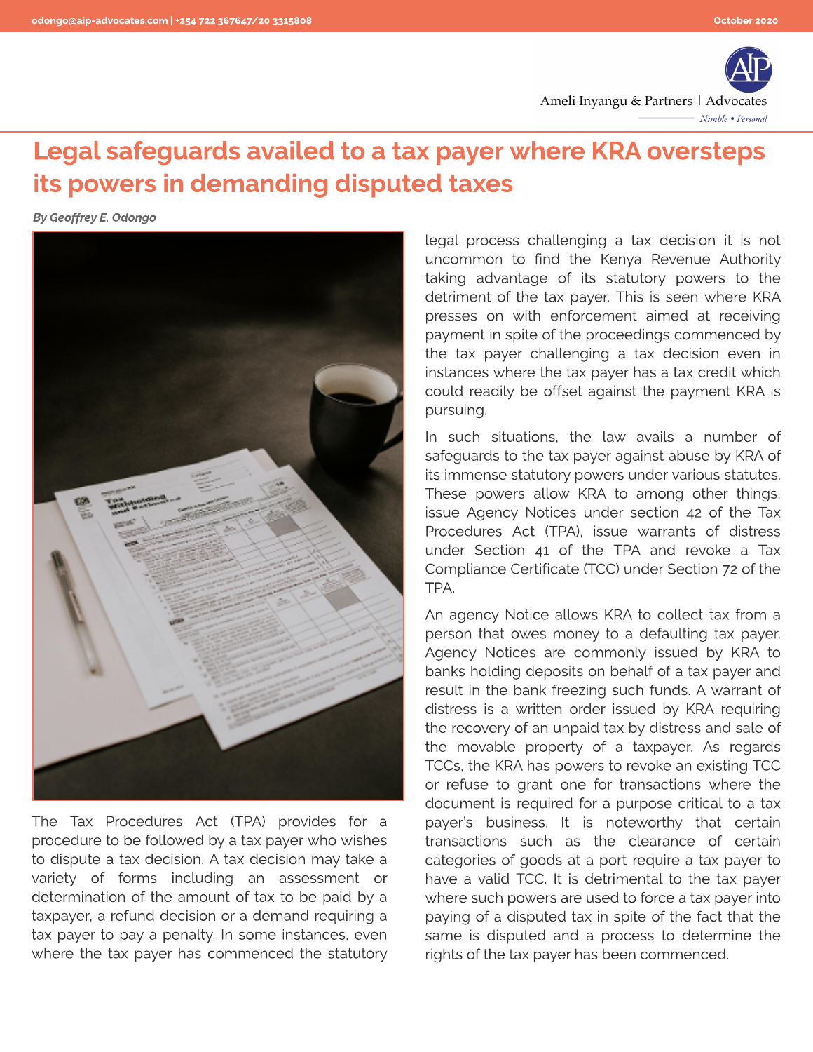# Legal safeguards availed to a tax payer where KRA oversteps its powers in demanding disputed taxes

***By Geoffrey E. Odongo***

The Tax Procedures Act (TPA) provides for a procedure to be followed by a tax payer who wishes to dispute a tax decision. A tax decision may take a variety of forms including an assessment or determination of the amount of tax to be paid by a taxpayer, a refund decision or a demand requiring a tax payer to pay a penalty. In some instances, even where the tax payer has commenced the statutory legal process challenging a tax decision it is not uncommon to find the Kenya Revenue Authority taking advantage of its statutory powers to the detriment of the tax payer. This is seen where KRA presses on with enforcement aimed at receiving payment in spite of the proceedings commenced by the tax payer challenging a tax decision even in instances where the tax payer has a tax credit which could readily be offset against the payment KRA is pursuing.

In such situations, the law avails a number of safeguards to the tax payer against abuse by KRA of its immense statutory powers under various statutes. These powers allow KRA to among other things, issue Agency Notices under section 42 of the Tax Procedures Act (TPA), issue warrants of distress under Section 41 of the TPA and revoke a Tax Compliance Certificate (TCC) under Section 72 of the TPA.

An agency Notice allows KRA to collect tax from a person that owes money to a defaulting tax payer. Agency Notices are commonly issued by KRA to banks holding deposits on behalf of a tax payer and result in the bank freezing such funds. A warrant of distress is a written order issued by KRA requiring the recovery of an unpaid tax by distress and sale of the movable property of a taxpayer. As regards TCCs, the KRA has powers to revoke an existing TCC or refuse to grant one for transactions where the document is required for a purpose critical to a tax payer's business. It is noteworthy that certain transactions such as the clearance of certain categories of goods at a port require a tax payer to have a valid TCC. It is detrimental to the tax payer where such powers are used to force a tax payer into paying of a disputed tax in spite of the fact that the same is disputed and a process to determine the rights of the tax payer has been commenced.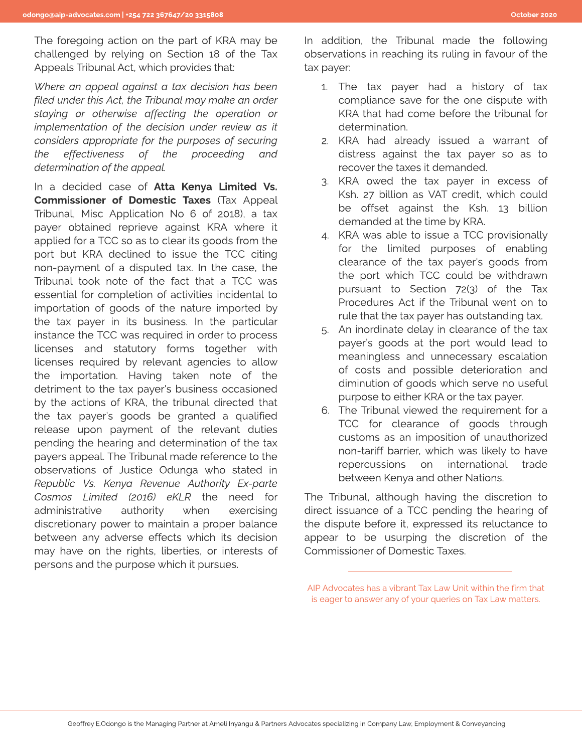The foregoing action on the part of KRA may be challenged by relying on Section 18 of the Tax Appeals Tribunal Act, which provides that:

*Where an appeal against a tax decision has been filed under this Act, the Tribunal may make an order staying or otherwise affecting the operation or implementation of the decision under review as it considers appropriate for the purposes of securing the effectiveness of the proceeding and determination of the appeal.*

In a decided case of **Atta Kenya Limited Vs. Commissioner of Domestic Taxes** (Tax Appeal Tribunal, Misc Application No 6 of 2018), a tax payer obtained reprieve against KRA where it applied for a TCC so as to clear its goods from the port but KRA declined to issue the TCC citing non-payment of a disputed tax. In the case, the Tribunal took note of the fact that a TCC was essential for completion of activities incidental to importation of goods of the nature imported by the tax payer in its business. In the particular instance the TCC was required in order to process licenses and statutory forms together with licenses required by relevant agencies to allow the importation. Having taken note of the detriment to the tax payer's business occasioned by the actions of KRA, the tribunal directed that the tax payer's goods be granted a qualified release upon payment of the relevant duties pending the hearing and determination of the tax payers appeal. The Tribunal made reference to the observations of Justice Odunga who stated in *Republic Vs. Kenya Revenue Authority Ex-parte Cosmos Limited (2016) eKLR* the need for administrative authority when exercising discretionary power to maintain a proper balance between any adverse effects which its decision may have on the rights, liberties, or interests of persons and the purpose which it pursues.

In addition, the Tribunal made the following observations in reaching its ruling in favour of the tax payer:

1. The tax payer had a history of tax compliance save for the one dispute with KRA that had come before the tribunal for determination.
2. KRA had already issued a warrant of distress against the tax payer so as to recover the taxes it demanded.
3. KRA owed the tax payer in excess of Ksh. 27 billion as VAT credit, which could be offset against the Ksh. 13 billion demanded at the time by KRA.
4. KRA was able to issue a TCC provisionally for the limited purposes of enabling clearance of the tax payer's goods from the port which TCC could be withdrawn pursuant to Section 72(3) of the Tax Procedures Act if the Tribunal went on to rule that the tax payer has outstanding tax.
5. An inordinate delay in clearance of the tax payer's goods at the port would lead to meaningless and unnecessary escalation of costs and possible deterioration and diminution of goods which serve no useful purpose to either KRA or the tax payer.
6. The Tribunal viewed the requirement for a TCC for clearance of goods through customs as an imposition of unauthorized non-tariff barrier, which was likely to have repercussions on international trade between Kenya and other Nations.

The Tribunal, although having the discretion to direct issuance of a TCC pending the hearing of the dispute before it, expressed its reluctance to appear to be usurping the discretion of the Commissioner of Domestic Taxes.

---

AIP Advocates has a vibrant Tax Law Unit within the firm that is eager to answer any of your queries on Tax Law matters.

Geoffrey E.Odongo is the Managing Partner at Ameli Inyangu & Partners Advocates specializing in Company Law, Employment & Conveyancing